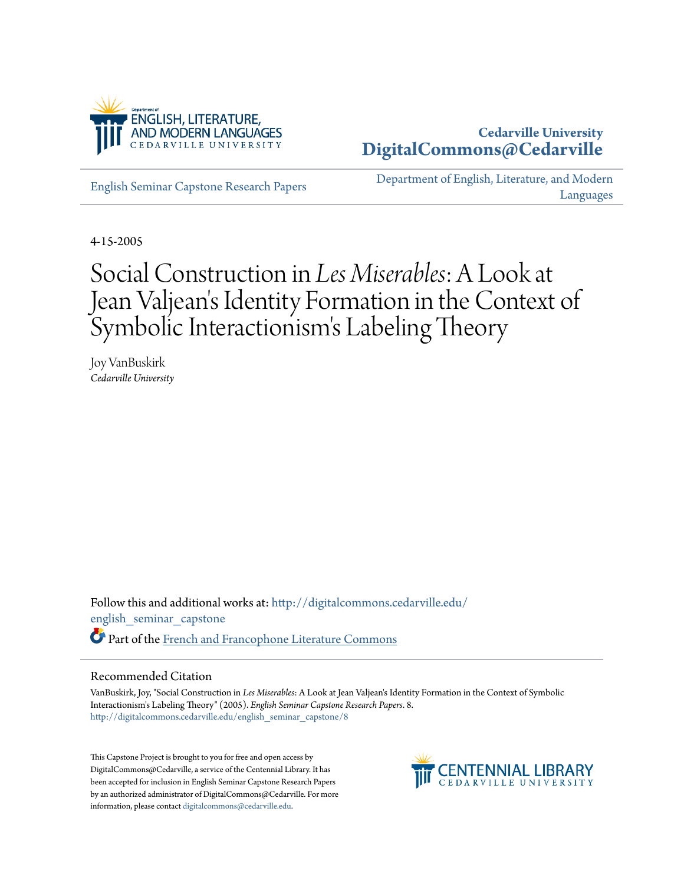Cedarville University
DigitalCommons@Cedarville

English Seminar Capstone Research Papers

Department of English, Literature, and Modern Languages

4-15-2005

# Social Construction in *Les Miserables*: A Look at Jean Valjean's Identity Formation in the Context of Symbolic Interactionism's Labeling Theory

Joy VanBuskirk
*Cedarville University*

Follow this and additional works at: http://digitalcommons.cedarville.edu/english_seminar_capstone

Part of the French and Francophone Literature Commons

## Recommended Citation

VanBuskirk, Joy, "Social Construction in *Les Miserables*: A Look at Jean Valjean's Identity Formation in the Context of Symbolic Interactionism's Labeling Theory" (2005). *English Seminar Capstone Research Papers*. 8.
http://digitalcommons.cedarville.edu/english_seminar_capstone/8

This Capstone Project is brought to you for free and open access by DigitalCommons@Cedarville, a service of the Centennial Library. It has been accepted for inclusion in English Seminar Capstone Research Papers by an authorized administrator of DigitalCommons@Cedarville. For more information, please contact digitalcommons@cedarville.edu.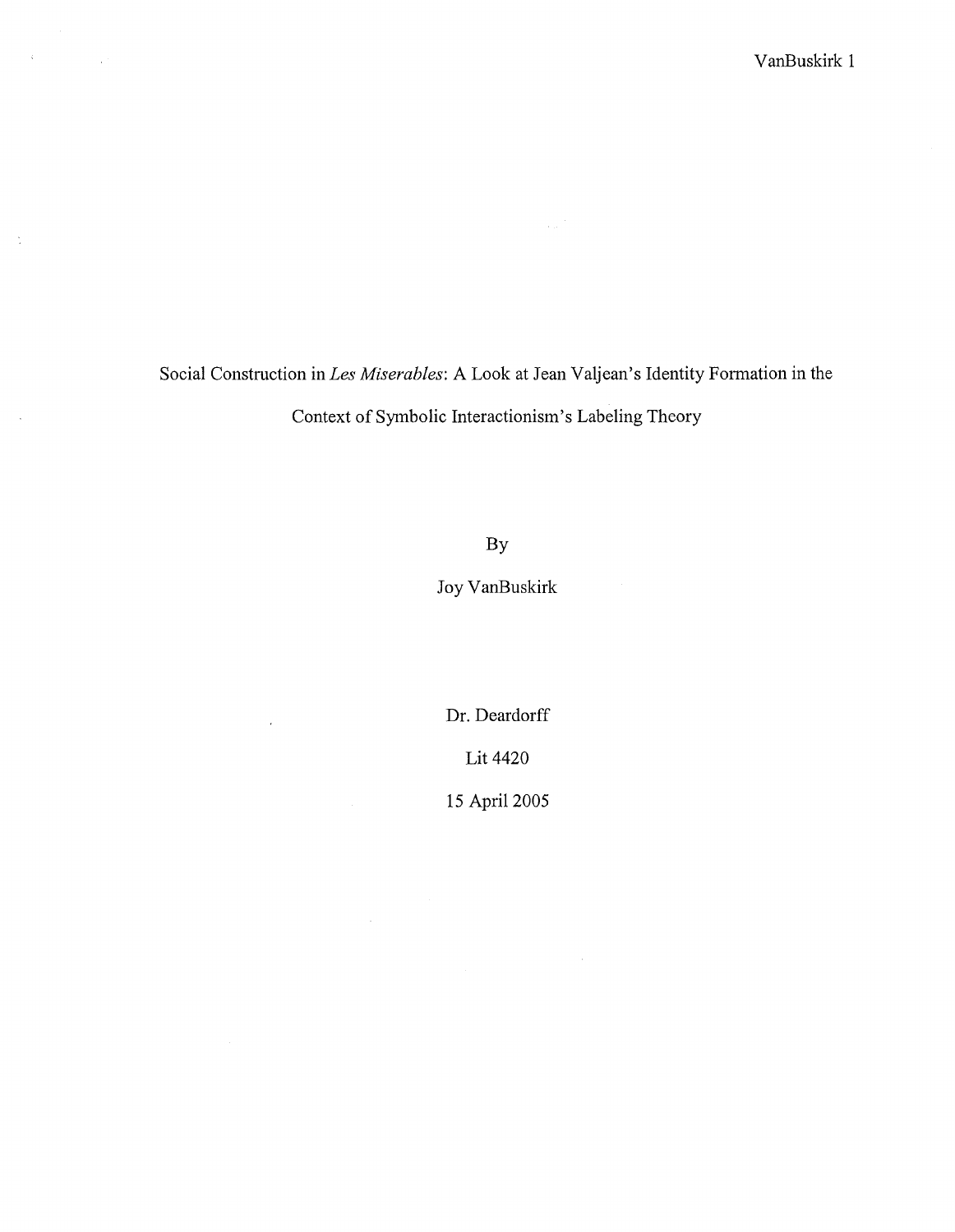Social Construction in *Les Miserables*: A Look at Jean Valjean's Identity Formation in the Context of Symbolic Interactionism's Labeling Theory

By

Joy VanBuskirk

Dr. Deardorff

Lit 4420

15 April 2005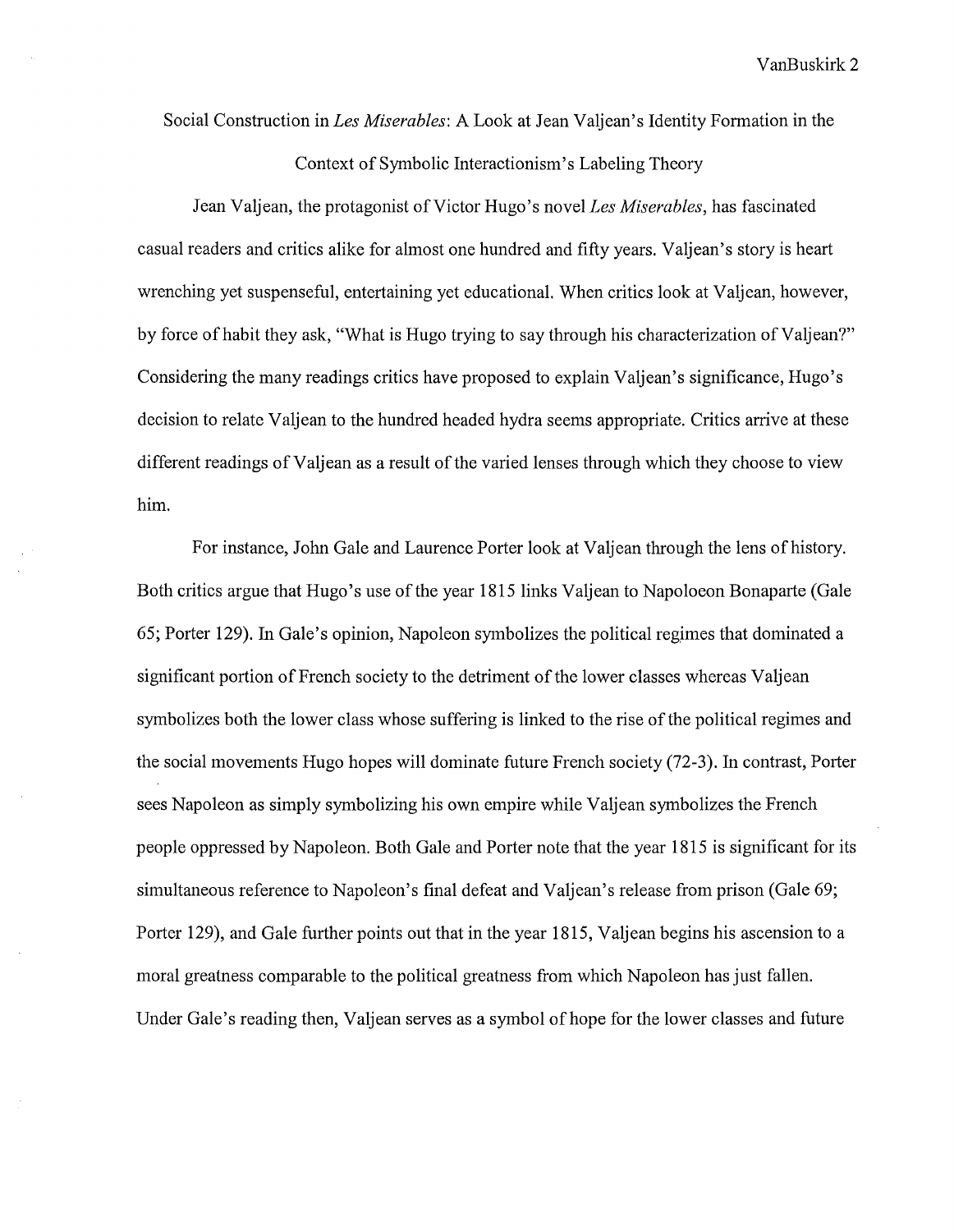# Social Construction in *Les Miserables*: A Look at Jean Valjean's Identity Formation in the Context of Symbolic Interactionism's Labeling Theory

Jean Valjean, the protagonist of Victor Hugo's novel *Les Miserables*, has fascinated casual readers and critics alike for almost one hundred and fifty years. Valjean's story is heart wrenching yet suspenseful, entertaining yet educational. When critics look at Valjean, however, by force of habit they ask, "What is Hugo trying to say through his characterization of Valjean?" Considering the many readings critics have proposed to explain Valjean's significance, Hugo's decision to relate Valjean to the hundred headed hydra seems appropriate. Critics arrive at these different readings of Valjean as a result of the varied lenses through which they choose to view him.

For instance, John Gale and Laurence Porter look at Valjean through the lens of history. Both critics argue that Hugo's use of the year 1815 links Valjean to Napoloeon Bonaparte (Gale 65; Porter 129). In Gale's opinion, Napoleon symbolizes the political regimes that dominated a significant portion of French society to the detriment of the lower classes whereas Valjean symbolizes both the lower class whose suffering is linked to the rise of the political regimes and the social movements Hugo hopes will dominate future French society (72-3). In contrast, Porter sees Napoleon as simply symbolizing his own empire while Valjean symbolizes the French people oppressed by Napoleon. Both Gale and Porter note that the year 1815 is significant for its simultaneous reference to Napoleon's final defeat and Valjean's release from prison (Gale 69; Porter 129), and Gale further points out that in the year 1815, Valjean begins his ascension to a moral greatness comparable to the political greatness from which Napoleon has just fallen. Under Gale's reading then, Valjean serves as a symbol of hope for the lower classes and future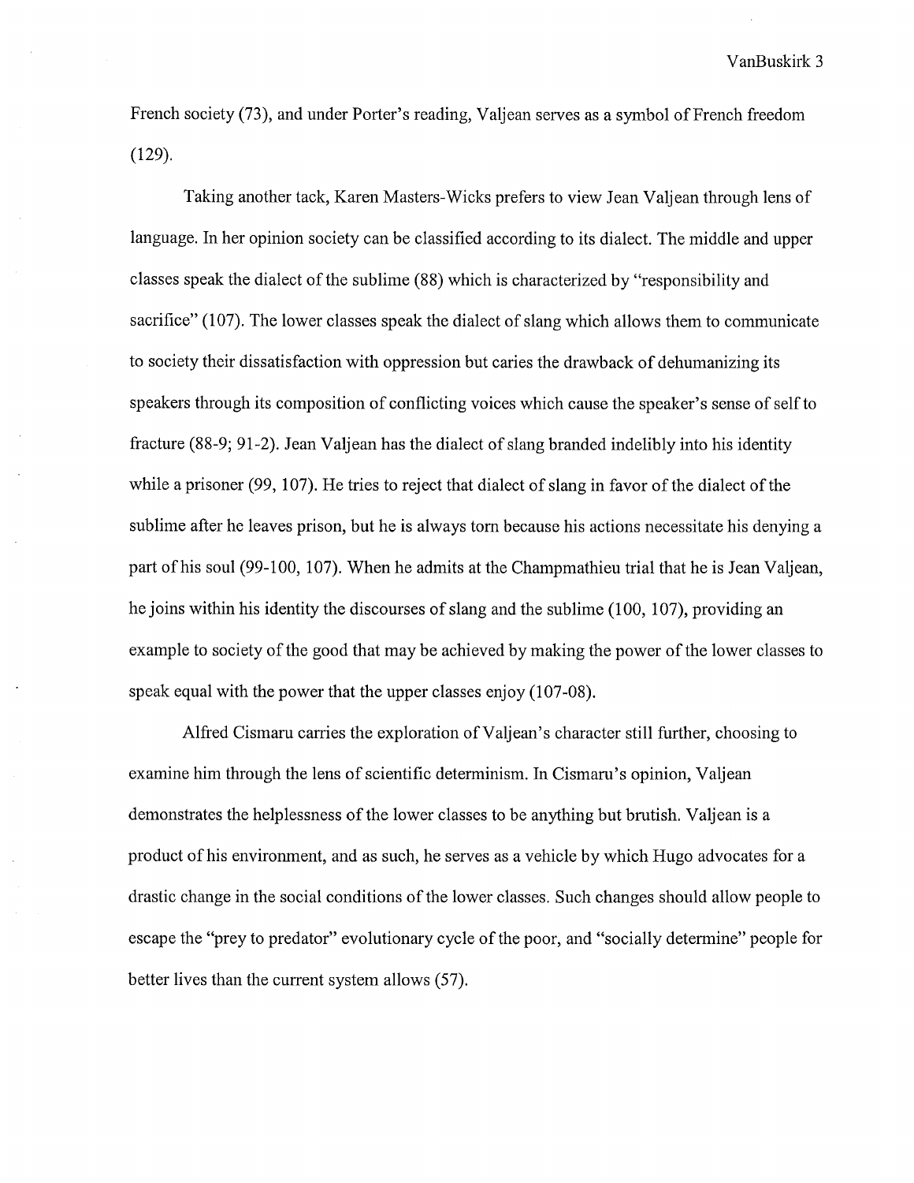French society (73), and under Porter's reading, Valjean serves as a symbol of French freedom (129).

Taking another tack, Karen Masters-Wicks prefers to view Jean Valjean through lens of language. In her opinion society can be classified according to its dialect. The middle and upper classes speak the dialect of the sublime (88) which is characterized by "responsibility and sacrifice" (107). The lower classes speak the dialect of slang which allows them to communicate to society their dissatisfaction with oppression but caries the drawback of dehumanizing its speakers through its composition of conflicting voices which cause the speaker's sense of self to fracture (88-9; 91-2). Jean Valjean has the dialect of slang branded indelibly into his identity while a prisoner (99, 107). He tries to reject that dialect of slang in favor of the dialect of the sublime after he leaves prison, but he is always torn because his actions necessitate his denying a part of his soul (99-100, 107). When he admits at the Champmathieu trial that he is Jean Valjean, he joins within his identity the discourses of slang and the sublime (100, 107), providing an example to society of the good that may be achieved by making the power of the lower classes to speak equal with the power that the upper classes enjoy (107-08).

Alfred Cismaru carries the exploration of Valjean's character still further, choosing to examine him through the lens of scientific determinism. In Cismaru's opinion, Valjean demonstrates the helplessness of the lower classes to be anything but brutish. Valjean is a product of his environment, and as such, he serves as a vehicle by which Hugo advocates for a drastic change in the social conditions of the lower classes. Such changes should allow people to escape the "prey to predator" evolutionary cycle of the poor, and "socially determine" people for better lives than the current system allows (57).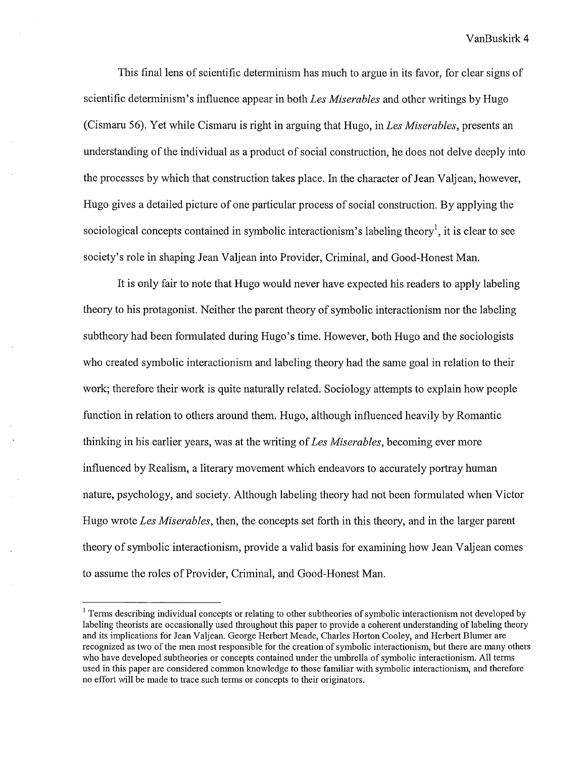This final lens of scientific determinism has much to argue in its favor, for clear signs of scientific determinism's influence appear in both *Les Miserables* and other writings by Hugo (Cismaru 56). Yet while Cismaru is right in arguing that Hugo, in *Les Miserables*, presents an understanding of the individual as a product of social construction, he does not delve deeply into the processes by which that construction takes place. In the character of Jean Valjean, however, Hugo gives a detailed picture of one particular process of social construction. By applying the sociological concepts contained in symbolic interactionism's labeling theory[1], it is clear to see society's role in shaping Jean Valjean into Provider, Criminal, and Good-Honest Man.

It is only fair to note that Hugo would never have expected his readers to apply labeling theory to his protagonist. Neither the parent theory of symbolic interactionism nor the labeling subtheory had been formulated during Hugo's time. However, both Hugo and the sociologists who created symbolic interactionism and labeling theory had the same goal in relation to their work; therefore their work is quite naturally related. Sociology attempts to explain how people function in relation to others around them. Hugo, although influenced heavily by Romantic thinking in his earlier years, was at the writing of *Les Miserables*, becoming ever more influenced by Realism, a literary movement which endeavors to accurately portray human nature, psychology, and society. Although labeling theory had not been formulated when Victor Hugo wrote *Les Miserables*, then, the concepts set forth in this theory, and in the larger parent theory of symbolic interactionism, provide a valid basis for examining how Jean Valjean comes to assume the roles of Provider, Criminal, and Good-Honest Man.

---

[1] Terms describing individual concepts or relating to other subtheories of symbolic interactionism not developed by labeling theorists are occasionally used throughout this paper to provide a coherent understanding of labeling theory and its implications for Jean Valjean. George Herbert Meade, Charles Horton Cooley, and Herbert Blumer are recognized as two of the men most responsible for the creation of symbolic interactionism, but there are many others who have developed subtheories or concepts contained under the umbrella of symbolic interactionism. All terms used in this paper are considered common knowledge to those familiar with symbolic interactionism, and therefore no effort will be made to trace such terms or concepts to their originators.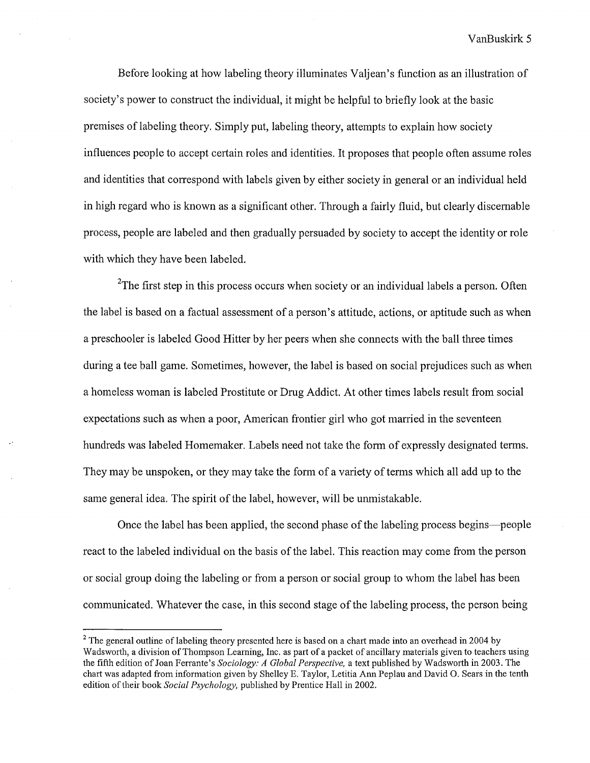Before looking at how labeling theory illuminates Valjean's function as an illustration of society's power to construct the individual, it might be helpful to briefly look at the basic premises of labeling theory. Simply put, labeling theory, attempts to explain how society influences people to accept certain roles and identities. It proposes that people often assume roles and identities that correspond with labels given by either society in general or an individual held in high regard who is known as a significant other. Through a fairly fluid, but clearly discernable process, people are labeled and then gradually persuaded by society to accept the identity or role with which they have been labeled.

[2]The first step in this process occurs when society or an individual labels a person. Often the label is based on a factual assessment of a person's attitude, actions, or aptitude such as when a preschooler is labeled Good Hitter by her peers when she connects with the ball three times during a tee ball game. Sometimes, however, the label is based on social prejudices such as when a homeless woman is labeled Prostitute or Drug Addict. At other times labels result from social expectations such as when a poor, American frontier girl who got married in the seventeen hundreds was labeled Homemaker. Labels need not take the form of expressly designated terms. They may be unspoken, or they may take the form of a variety of terms which all add up to the same general idea. The spirit of the label, however, will be unmistakable.

Once the label has been applied, the second phase of the labeling process begins—people react to the labeled individual on the basis of the label. This reaction may come from the person or social group doing the labeling or from a person or social group to whom the label has been communicated. Whatever the case, in this second stage of the labeling process, the person being

---

[2] The general outline of labeling theory presented here is based on a chart made into an overhead in 2004 by Wadsworth, a division of Thompson Learning, Inc. as part of a packet of ancillary materials given to teachers using the fifth edition of Joan Ferrante's *Sociology: A Global Perspective,* a text published by Wadsworth in 2003. The chart was adapted from information given by Shelley E. Taylor, Letitia Ann Peplau and David O. Sears in the tenth edition of their book *Social Psychology,* published by Prentice Hall in 2002.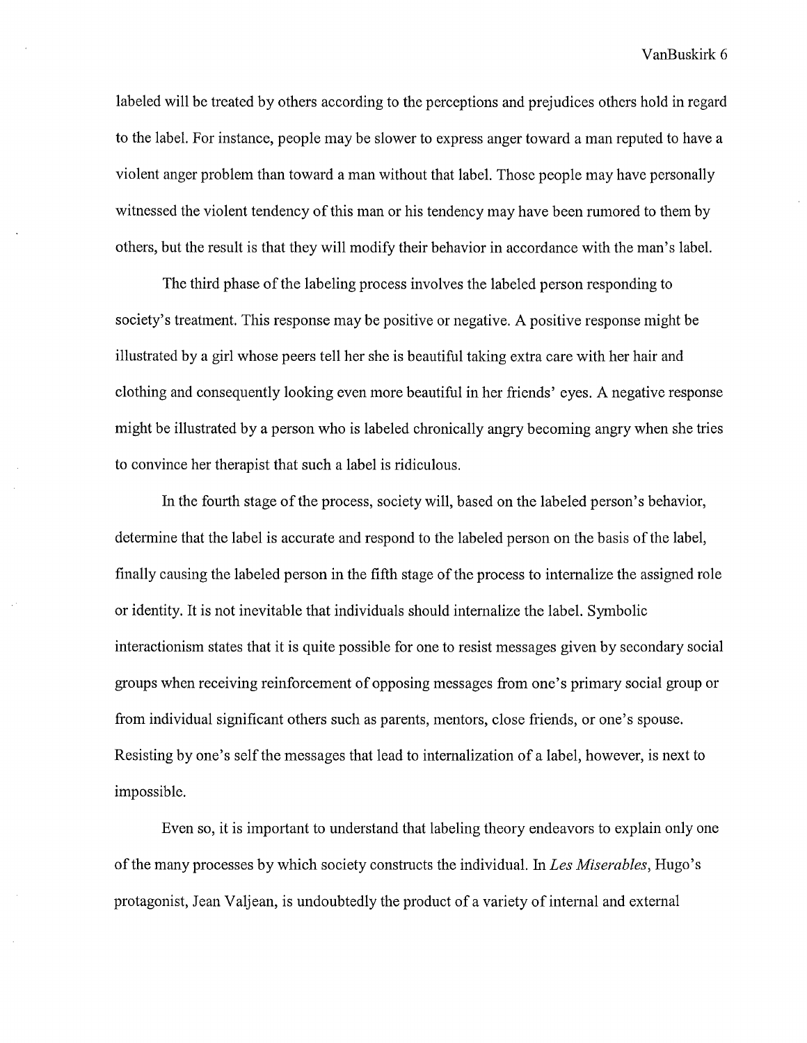labeled will be treated by others according to the perceptions and prejudices others hold in regard to the label. For instance, people may be slower to express anger toward a man reputed to have a violent anger problem than toward a man without that label. Those people may have personally witnessed the violent tendency of this man or his tendency may have been rumored to them by others, but the result is that they will modify their behavior in accordance with the man's label.

The third phase of the labeling process involves the labeled person responding to society's treatment. This response may be positive or negative. A positive response might be illustrated by a girl whose peers tell her she is beautiful taking extra care with her hair and clothing and consequently looking even more beautiful in her friends' eyes. A negative response might be illustrated by a person who is labeled chronically angry becoming angry when she tries to convince her therapist that such a label is ridiculous.

In the fourth stage of the process, society will, based on the labeled person's behavior, determine that the label is accurate and respond to the labeled person on the basis of the label, finally causing the labeled person in the fifth stage of the process to internalize the assigned role or identity. It is not inevitable that individuals should internalize the label. Symbolic interactionism states that it is quite possible for one to resist messages given by secondary social groups when receiving reinforcement of opposing messages from one's primary social group or from individual significant others such as parents, mentors, close friends, or one's spouse. Resisting by one's self the messages that lead to internalization of a label, however, is next to impossible.

Even so, it is important to understand that labeling theory endeavors to explain only one of the many processes by which society constructs the individual. In *Les Miserables*, Hugo's protagonist, Jean Valjean, is undoubtedly the product of a variety of internal and external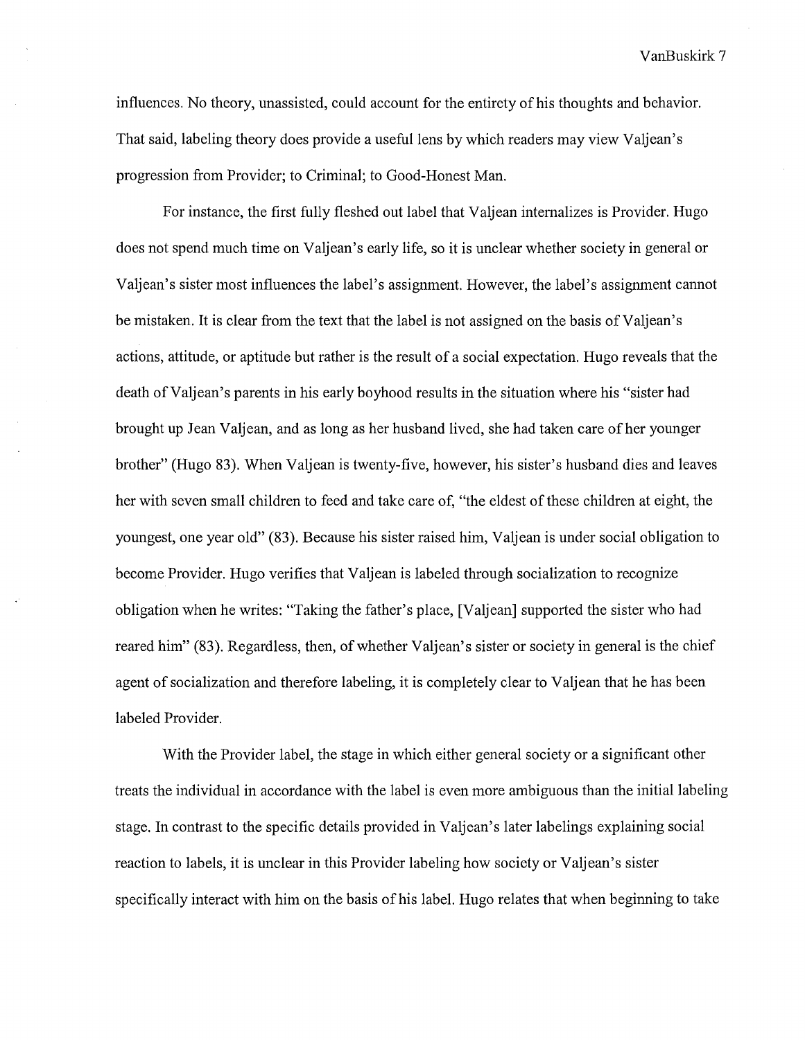influences. No theory, unassisted, could account for the entirety of his thoughts and behavior. That said, labeling theory does provide a useful lens by which readers may view Valjean's progression from Provider; to Criminal; to Good-Honest Man.

For instance, the first fully fleshed out label that Valjean internalizes is Provider. Hugo does not spend much time on Valjean's early life, so it is unclear whether society in general or Valjean's sister most influences the label's assignment. However, the label's assignment cannot be mistaken. It is clear from the text that the label is not assigned on the basis of Valjean's actions, attitude, or aptitude but rather is the result of a social expectation. Hugo reveals that the death of Valjean's parents in his early boyhood results in the situation where his "sister had brought up Jean Valjean, and as long as her husband lived, she had taken care of her younger brother" (Hugo 83). When Valjean is twenty-five, however, his sister's husband dies and leaves her with seven small children to feed and take care of, "the eldest of these children at eight, the youngest, one year old" (83). Because his sister raised him, Valjean is under social obligation to become Provider. Hugo verifies that Valjean is labeled through socialization to recognize obligation when he writes: "Taking the father's place, [Valjean] supported the sister who had reared him" (83). Regardless, then, of whether Valjean's sister or society in general is the chief agent of socialization and therefore labeling, it is completely clear to Valjean that he has been labeled Provider.

With the Provider label, the stage in which either general society or a significant other treats the individual in accordance with the label is even more ambiguous than the initial labeling stage. In contrast to the specific details provided in Valjean's later labelings explaining social reaction to labels, it is unclear in this Provider labeling how society or Valjean's sister specifically interact with him on the basis of his label. Hugo relates that when beginning to take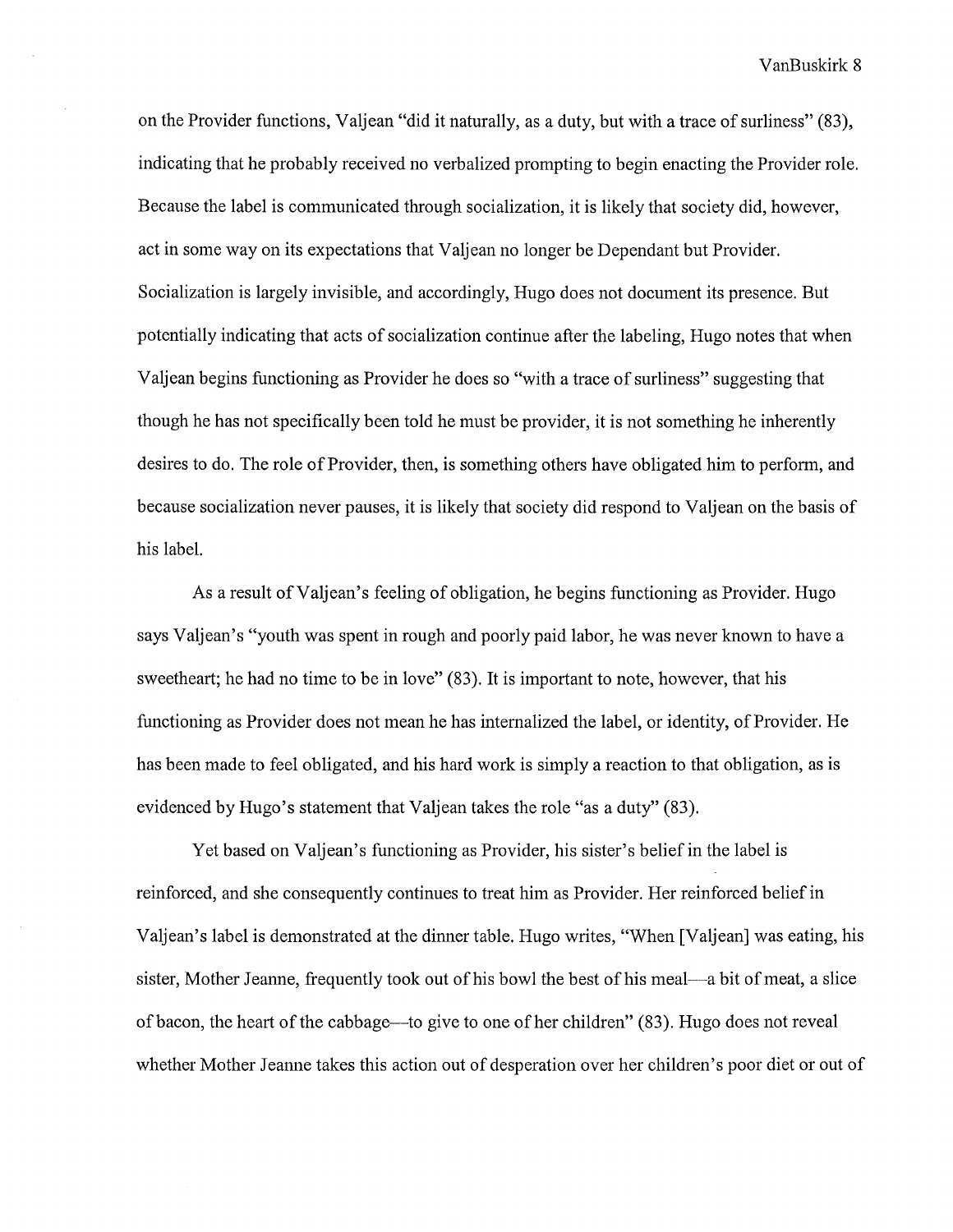on the Provider functions, Valjean "did it naturally, as a duty, but with a trace of surliness" (83), indicating that he probably received no verbalized prompting to begin enacting the Provider role. Because the label is communicated through socialization, it is likely that society did, however, act in some way on its expectations that Valjean no longer be Dependant but Provider. Socialization is largely invisible, and accordingly, Hugo does not document its presence. But potentially indicating that acts of socialization continue after the labeling, Hugo notes that when Valjean begins functioning as Provider he does so "with a trace of surliness" suggesting that though he has not specifically been told he must be provider, it is not something he inherently desires to do. The role of Provider, then, is something others have obligated him to perform, and because socialization never pauses, it is likely that society did respond to Valjean on the basis of his label.

As a result of Valjean's feeling of obligation, he begins functioning as Provider. Hugo says Valjean's "youth was spent in rough and poorly paid labor, he was never known to have a sweetheart; he had no time to be in love" (83). It is important to note, however, that his functioning as Provider does not mean he has internalized the label, or identity, of Provider. He has been made to feel obligated, and his hard work is simply a reaction to that obligation, as is evidenced by Hugo's statement that Valjean takes the role "as a duty" (83).

Yet based on Valjean's functioning as Provider, his sister's belief in the label is reinforced, and she consequently continues to treat him as Provider. Her reinforced belief in Valjean's label is demonstrated at the dinner table. Hugo writes, "When [Valjean] was eating, his sister, Mother Jeanne, frequently took out of his bowl the best of his meal—a bit of meat, a slice of bacon, the heart of the cabbage—to give to one of her children" (83). Hugo does not reveal whether Mother Jeanne takes this action out of desperation over her children's poor diet or out of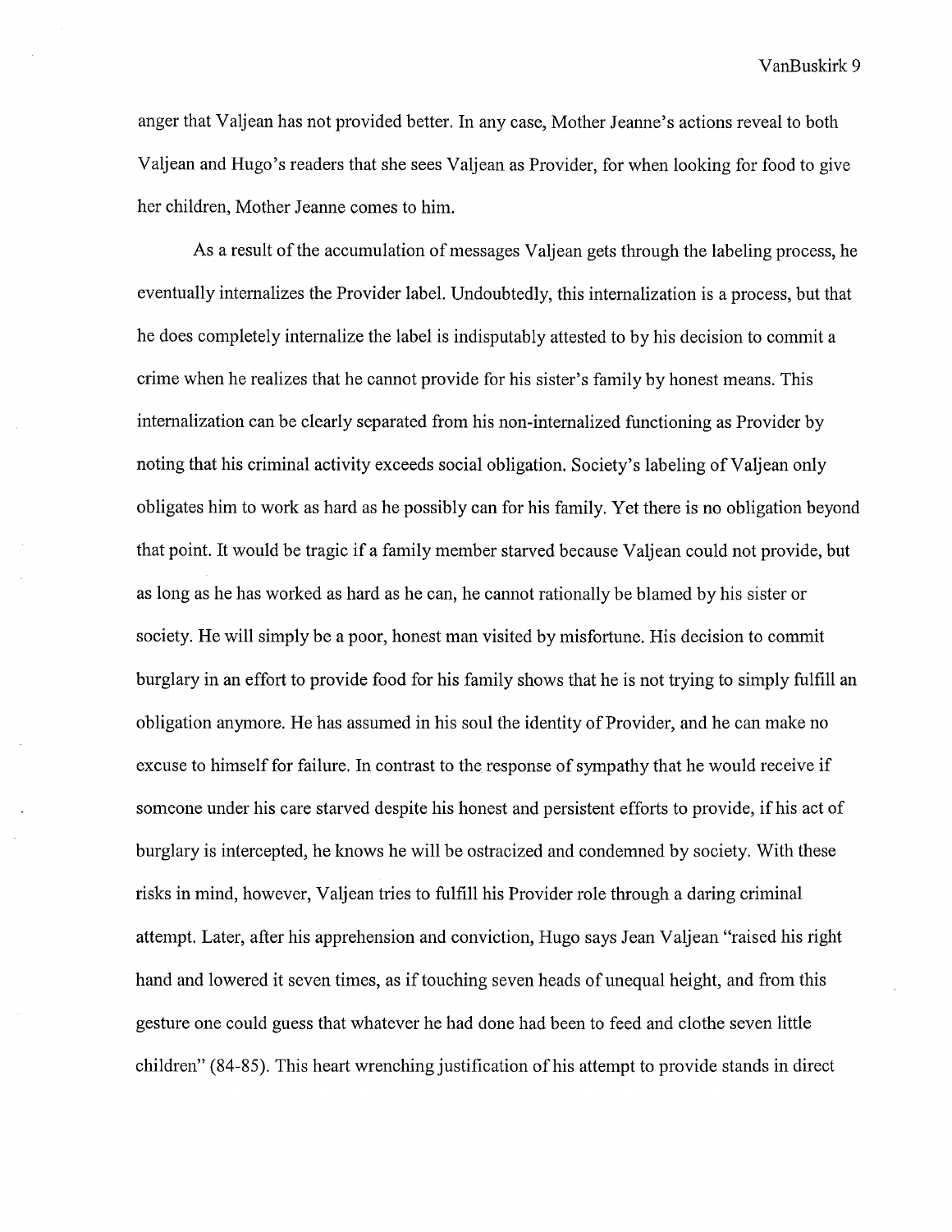anger that Valjean has not provided better. In any case, Mother Jeanne's actions reveal to both Valjean and Hugo's readers that she sees Valjean as Provider, for when looking for food to give her children, Mother Jeanne comes to him.

As a result of the accumulation of messages Valjean gets through the labeling process, he eventually internalizes the Provider label. Undoubtedly, this internalization is a process, but that he does completely internalize the label is indisputably attested to by his decision to commit a crime when he realizes that he cannot provide for his sister's family by honest means. This internalization can be clearly separated from his non-internalized functioning as Provider by noting that his criminal activity exceeds social obligation. Society's labeling of Valjean only obligates him to work as hard as he possibly can for his family. Yet there is no obligation beyond that point. It would be tragic if a family member starved because Valjean could not provide, but as long as he has worked as hard as he can, he cannot rationally be blamed by his sister or society. He will simply be a poor, honest man visited by misfortune. His decision to commit burglary in an effort to provide food for his family shows that he is not trying to simply fulfill an obligation anymore. He has assumed in his soul the identity of Provider, and he can make no excuse to himself for failure. In contrast to the response of sympathy that he would receive if someone under his care starved despite his honest and persistent efforts to provide, if his act of burglary is intercepted, he knows he will be ostracized and condemned by society. With these risks in mind, however, Valjean tries to fulfill his Provider role through a daring criminal attempt. Later, after his apprehension and conviction, Hugo says Jean Valjean "raised his right hand and lowered it seven times, as if touching seven heads of unequal height, and from this gesture one could guess that whatever he had done had been to feed and clothe seven little children" (84-85). This heart wrenching justification of his attempt to provide stands in direct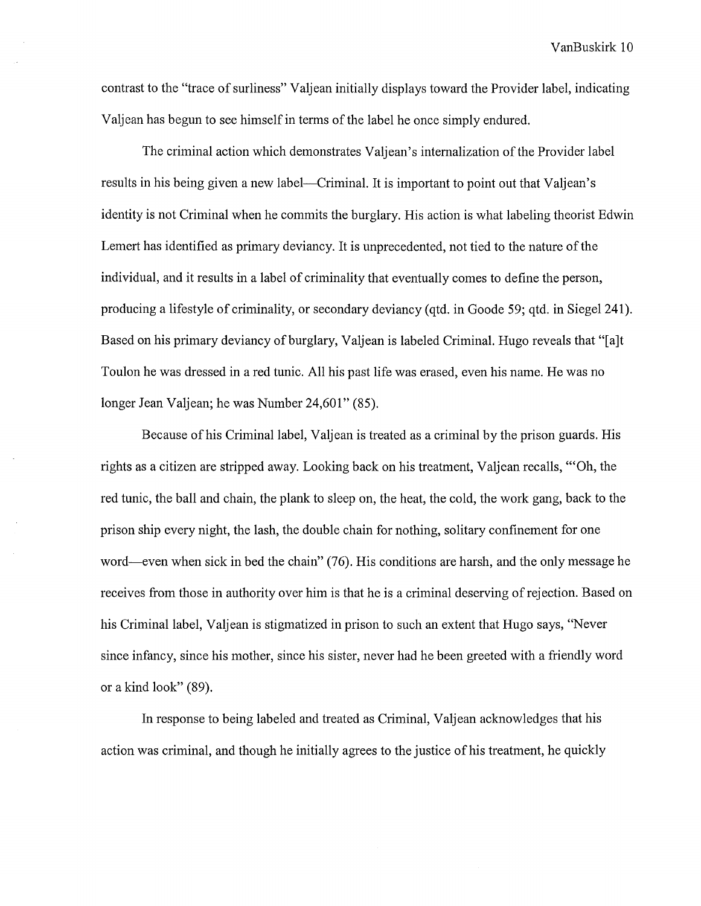contrast to the "trace of surliness" Valjean initially displays toward the Provider label, indicating Valjean has begun to see himself in terms of the label he once simply endured.

The criminal action which demonstrates Valjean's internalization of the Provider label results in his being given a new label—Criminal. It is important to point out that Valjean's identity is not Criminal when he commits the burglary. His action is what labeling theorist Edwin Lemert has identified as primary deviancy. It is unprecedented, not tied to the nature of the individual, and it results in a label of criminality that eventually comes to define the person, producing a lifestyle of criminality, or secondary deviancy (qtd. in Goode 59; qtd. in Siegel 241). Based on his primary deviancy of burglary, Valjean is labeled Criminal. Hugo reveals that "[a]t Toulon he was dressed in a red tunic. All his past life was erased, even his name. He was no longer Jean Valjean; he was Number 24,601" (85).

Because of his Criminal label, Valjean is treated as a criminal by the prison guards. His rights as a citizen are stripped away. Looking back on his treatment, Valjean recalls, "'Oh, the red tunic, the ball and chain, the plank to sleep on, the heat, the cold, the work gang, back to the prison ship every night, the lash, the double chain for nothing, solitary confinement for one word—even when sick in bed the chain" (76). His conditions are harsh, and the only message he receives from those in authority over him is that he is a criminal deserving of rejection. Based on his Criminal label, Valjean is stigmatized in prison to such an extent that Hugo says, "Never since infancy, since his mother, since his sister, never had he been greeted with a friendly word or a kind look" (89).

In response to being labeled and treated as Criminal, Valjean acknowledges that his action was criminal, and though he initially agrees to the justice of his treatment, he quickly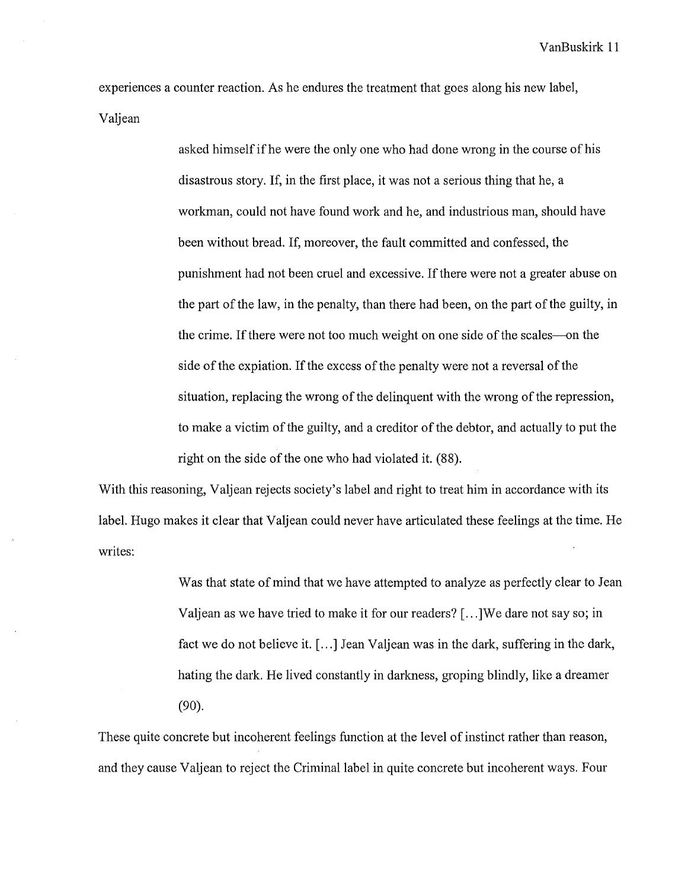experiences a counter reaction. As he endures the treatment that goes along his new label, Valjean

> asked himself if he were the only one who had done wrong in the course of his disastrous story. If, in the first place, it was not a serious thing that he, a workman, could not have found work and he, and industrious man, should have been without bread. If, moreover, the fault committed and confessed, the punishment had not been cruel and excessive. If there were not a greater abuse on the part of the law, in the penalty, than there had been, on the part of the guilty, in the crime. If there were not too much weight on one side of the scales—on the side of the expiation. If the excess of the penalty were not a reversal of the situation, replacing the wrong of the delinquent with the wrong of the repression, to make a victim of the guilty, and a creditor of the debtor, and actually to put the right on the side of the one who had violated it. (88).

With this reasoning, Valjean rejects society's label and right to treat him in accordance with its label. Hugo makes it clear that Valjean could never have articulated these feelings at the time. He writes:

> Was that state of mind that we have attempted to analyze as perfectly clear to Jean Valjean as we have tried to make it for our readers? [...]We dare not say so; in fact we do not believe it. [...] Jean Valjean was in the dark, suffering in the dark, hating the dark. He lived constantly in darkness, groping blindly, like a dreamer (90).

These quite concrete but incoherent feelings function at the level of instinct rather than reason, and they cause Valjean to reject the Criminal label in quite concrete but incoherent ways. Four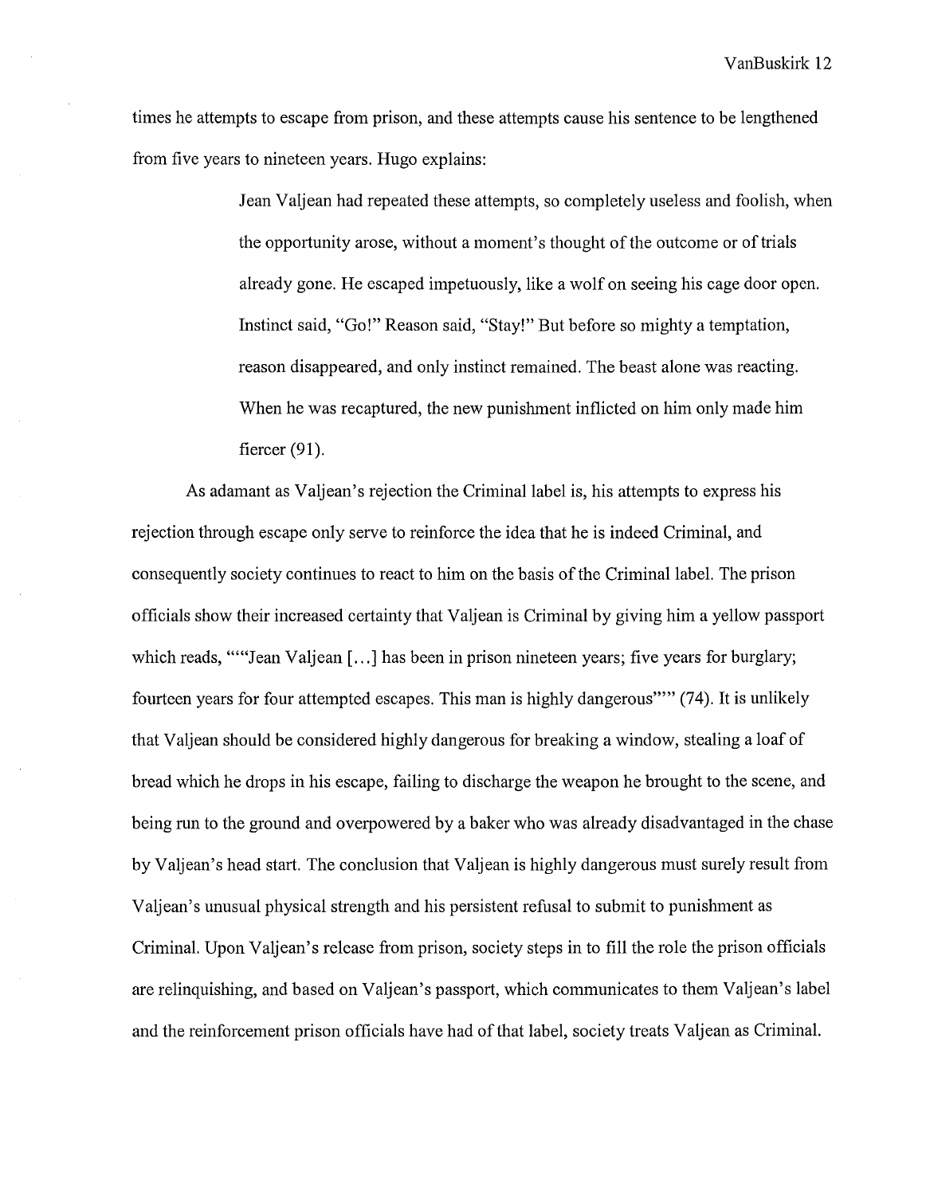times he attempts to escape from prison, and these attempts cause his sentence to be lengthened from five years to nineteen years. Hugo explains:

> Jean Valjean had repeated these attempts, so completely useless and foolish, when the opportunity arose, without a moment's thought of the outcome or of trials already gone. He escaped impetuously, like a wolf on seeing his cage door open. Instinct said, "Go!" Reason said, "Stay!" But before so mighty a temptation, reason disappeared, and only instinct remained. The beast alone was reacting. When he was recaptured, the new punishment inflicted on him only made him fiercer (91).

As adamant as Valjean's rejection the Criminal label is, his attempts to express his rejection through escape only serve to reinforce the idea that he is indeed Criminal, and consequently society continues to react to him on the basis of the Criminal label. The prison officials show their increased certainty that Valjean is Criminal by giving him a yellow passport which reads, """Jean Valjean [...] has been in prison nineteen years; five years for burglary; fourteen years for four attempted escapes. This man is highly dangerous""" (74). It is unlikely that Valjean should be considered highly dangerous for breaking a window, stealing a loaf of bread which he drops in his escape, failing to discharge the weapon he brought to the scene, and being run to the ground and overpowered by a baker who was already disadvantaged in the chase by Valjean's head start. The conclusion that Valjean is highly dangerous must surely result from Valjean's unusual physical strength and his persistent refusal to submit to punishment as Criminal. Upon Valjean's release from prison, society steps in to fill the role the prison officials are relinquishing, and based on Valjean's passport, which communicates to them Valjean's label and the reinforcement prison officials have had of that label, society treats Valjean as Criminal.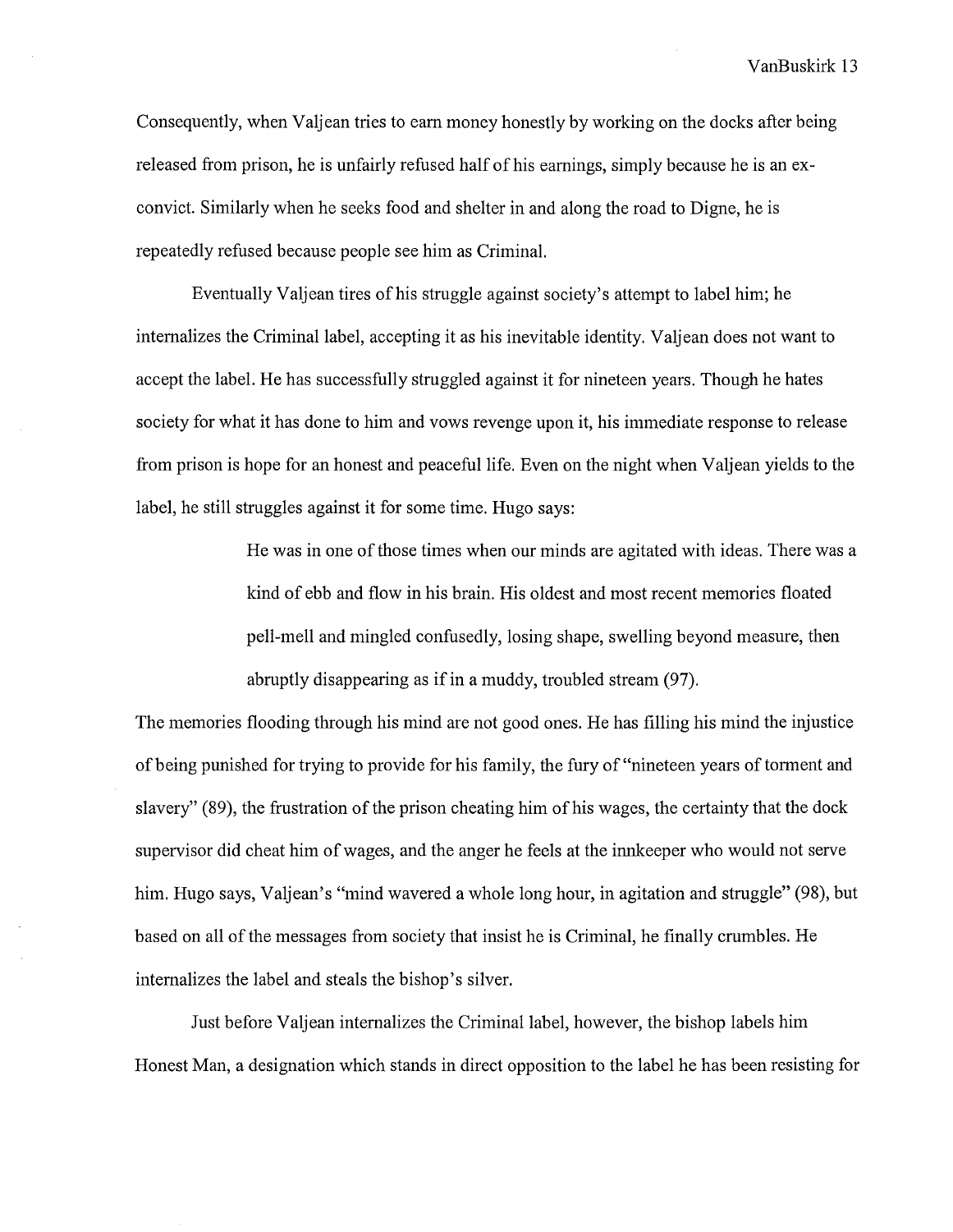Consequently, when Valjean tries to earn money honestly by working on the docks after being released from prison, he is unfairly refused half of his earnings, simply because he is an ex-convict. Similarly when he seeks food and shelter in and along the road to Digne, he is repeatedly refused because people see him as Criminal.

Eventually Valjean tires of his struggle against society's attempt to label him; he internalizes the Criminal label, accepting it as his inevitable identity. Valjean does not want to accept the label. He has successfully struggled against it for nineteen years. Though he hates society for what it has done to him and vows revenge upon it, his immediate response to release from prison is hope for an honest and peaceful life. Even on the night when Valjean yields to the label, he still struggles against it for some time. Hugo says:

> He was in one of those times when our minds are agitated with ideas. There was a kind of ebb and flow in his brain. His oldest and most recent memories floated pell-mell and mingled confusedly, losing shape, swelling beyond measure, then abruptly disappearing as if in a muddy, troubled stream (97).

The memories flooding through his mind are not good ones. He has filling his mind the injustice of being punished for trying to provide for his family, the fury of "nineteen years of torment and slavery" (89), the frustration of the prison cheating him of his wages, the certainty that the dock supervisor did cheat him of wages, and the anger he feels at the innkeeper who would not serve him. Hugo says, Valjean's "mind wavered a whole long hour, in agitation and struggle" (98), but based on all of the messages from society that insist he is Criminal, he finally crumbles. He internalizes the label and steals the bishop's silver.

Just before Valjean internalizes the Criminal label, however, the bishop labels him Honest Man, a designation which stands in direct opposition to the label he has been resisting for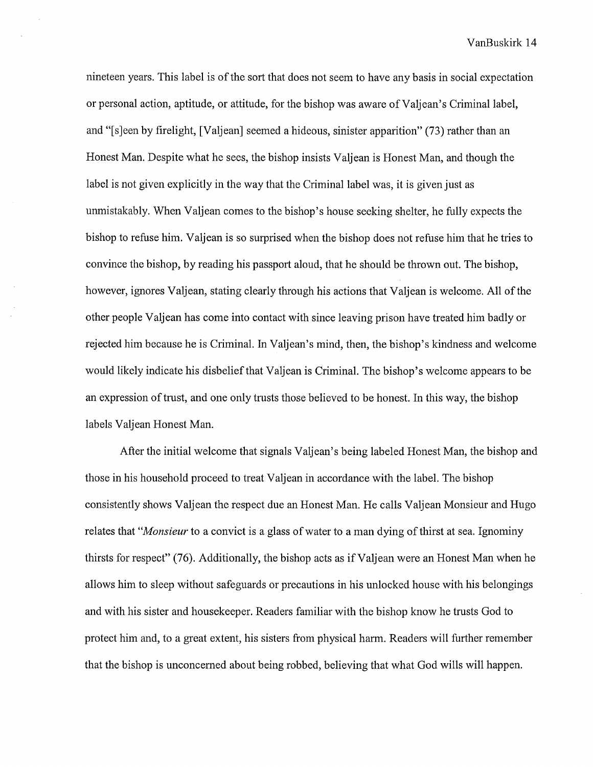nineteen years. This label is of the sort that does not seem to have any basis in social expectation or personal action, aptitude, or attitude, for the bishop was aware of Valjean's Criminal label, and "[s]een by firelight, [Valjean] seemed a hideous, sinister apparition" (73) rather than an Honest Man. Despite what he sees, the bishop insists Valjean is Honest Man, and though the label is not given explicitly in the way that the Criminal label was, it is given just as unmistakably. When Valjean comes to the bishop's house seeking shelter, he fully expects the bishop to refuse him. Valjean is so surprised when the bishop does not refuse him that he tries to convince the bishop, by reading his passport aloud, that he should be thrown out. The bishop, however, ignores Valjean, stating clearly through his actions that Valjean is welcome. All of the other people Valjean has come into contact with since leaving prison have treated him badly or rejected him because he is Criminal. In Valjean's mind, then, the bishop's kindness and welcome would likely indicate his disbelief that Valjean is Criminal. The bishop's welcome appears to be an expression of trust, and one only trusts those believed to be honest. In this way, the bishop labels Valjean Honest Man.

After the initial welcome that signals Valjean's being labeled Honest Man, the bishop and those in his household proceed to treat Valjean in accordance with the label. The bishop consistently shows Valjean the respect due an Honest Man. He calls Valjean Monsieur and Hugo relates that "*Monsieur* to a convict is a glass of water to a man dying of thirst at sea. Ignominy thirsts for respect" (76). Additionally, the bishop acts as if Valjean were an Honest Man when he allows him to sleep without safeguards or precautions in his unlocked house with his belongings and with his sister and housekeeper. Readers familiar with the bishop know he trusts God to protect him and, to a great extent, his sisters from physical harm. Readers will further remember that the bishop is unconcerned about being robbed, believing that what God wills will happen.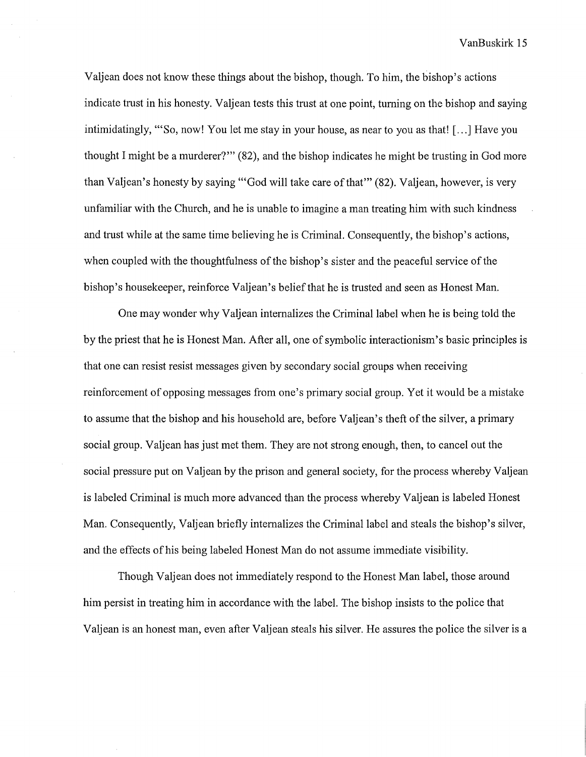Valjean does not know these things about the bishop, though. To him, the bishop's actions indicate trust in his honesty. Valjean tests this trust at one point, turning on the bishop and saying intimidatingly, "'So, now! You let me stay in your house, as near to you as that! [...] Have you thought I might be a murderer?'" (82), and the bishop indicates he might be trusting in God more than Valjean's honesty by saying "'God will take care of that'" (82). Valjean, however, is very unfamiliar with the Church, and he is unable to imagine a man treating him with such kindness and trust while at the same time believing he is Criminal. Consequently, the bishop's actions, when coupled with the thoughtfulness of the bishop's sister and the peaceful service of the bishop's housekeeper, reinforce Valjean's belief that he is trusted and seen as Honest Man.

One may wonder why Valjean internalizes the Criminal label when he is being told the by the priest that he is Honest Man. After all, one of symbolic interactionism's basic principles is that one can resist resist messages given by secondary social groups when receiving reinforcement of opposing messages from one's primary social group. Yet it would be a mistake to assume that the bishop and his household are, before Valjean's theft of the silver, a primary social group. Valjean has just met them. They are not strong enough, then, to cancel out the social pressure put on Valjean by the prison and general society, for the process whereby Valjean is labeled Criminal is much more advanced than the process whereby Valjean is labeled Honest Man. Consequently, Valjean briefly internalizes the Criminal label and steals the bishop's silver, and the effects of his being labeled Honest Man do not assume immediate visibility.

Though Valjean does not immediately respond to the Honest Man label, those around him persist in treating him in accordance with the label. The bishop insists to the police that Valjean is an honest man, even after Valjean steals his silver. He assures the police the silver is a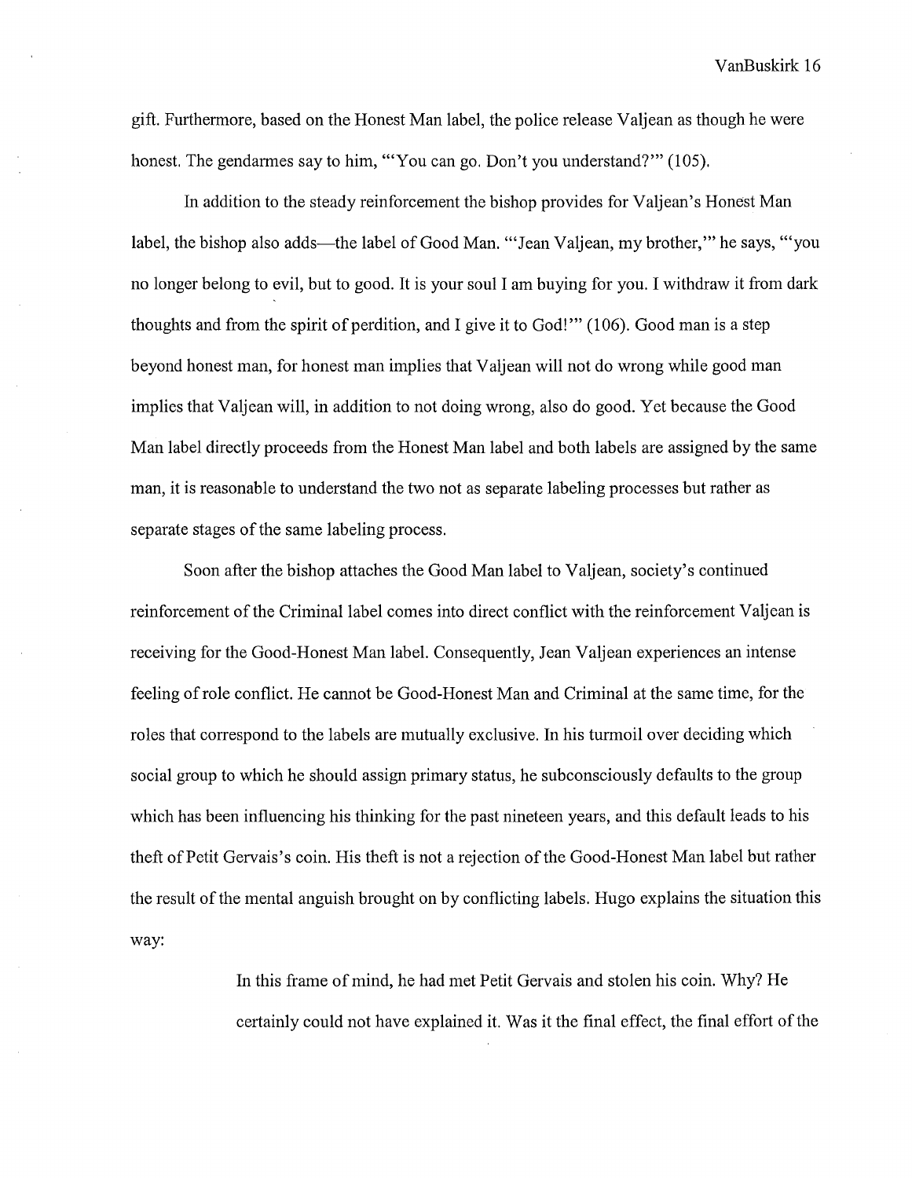gift. Furthermore, based on the Honest Man label, the police release Valjean as though he were honest. The gendarmes say to him, "'You can go. Don't you understand?'" (105).

In addition to the steady reinforcement the bishop provides for Valjean's Honest Man label, the bishop also adds—the label of Good Man. "'Jean Valjean, my brother,'" he says, "'you no longer belong to evil, but to good. It is your soul I am buying for you. I withdraw it from dark thoughts and from the spirit of perdition, and I give it to God!'" (106). Good man is a step beyond honest man, for honest man implies that Valjean will not do wrong while good man implies that Valjean will, in addition to not doing wrong, also do good. Yet because the Good Man label directly proceeds from the Honest Man label and both labels are assigned by the same man, it is reasonable to understand the two not as separate labeling processes but rather as separate stages of the same labeling process.

Soon after the bishop attaches the Good Man label to Valjean, society's continued reinforcement of the Criminal label comes into direct conflict with the reinforcement Valjean is receiving for the Good-Honest Man label. Consequently, Jean Valjean experiences an intense feeling of role conflict. He cannot be Good-Honest Man and Criminal at the same time, for the roles that correspond to the labels are mutually exclusive. In his turmoil over deciding which social group to which he should assign primary status, he subconsciously defaults to the group which has been influencing his thinking for the past nineteen years, and this default leads to his theft of Petit Gervais's coin. His theft is not a rejection of the Good-Honest Man label but rather the result of the mental anguish brought on by conflicting labels. Hugo explains the situation this way:

> In this frame of mind, he had met Petit Gervais and stolen his coin. Why? He certainly could not have explained it. Was it the final effect, the final effort of the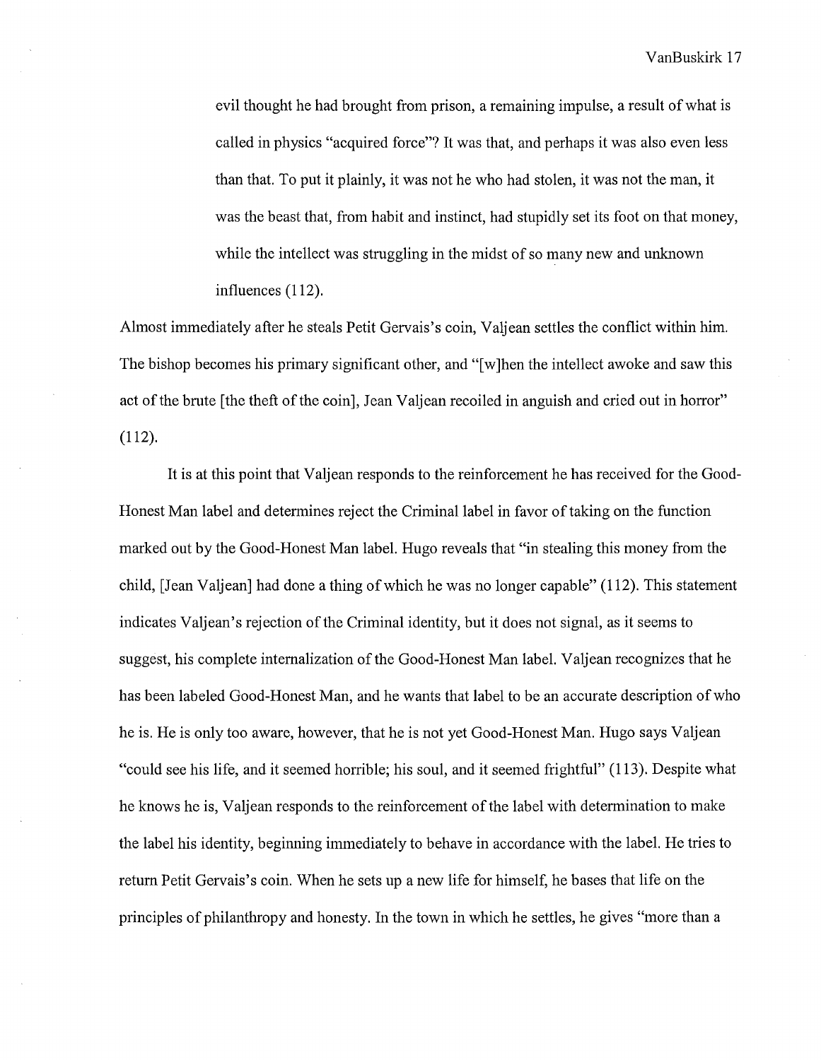> evil thought he had brought from prison, a remaining impulse, a result of what is called in physics "acquired force"? It was that, and perhaps it was also even less than that. To put it plainly, it was not he who had stolen, it was not the man, it was the beast that, from habit and instinct, had stupidly set its foot on that money, while the intellect was struggling in the midst of so many new and unknown influences (112).

Almost immediately after he steals Petit Gervais's coin, Valjean settles the conflict within him. The bishop becomes his primary significant other, and "[w]hen the intellect awoke and saw this act of the brute [the theft of the coin], Jean Valjean recoiled in anguish and cried out in horror" (112).

It is at this point that Valjean responds to the reinforcement he has received for the Good-Honest Man label and determines reject the Criminal label in favor of taking on the function marked out by the Good-Honest Man label. Hugo reveals that "in stealing this money from the child, [Jean Valjean] had done a thing of which he was no longer capable" (112). This statement indicates Valjean's rejection of the Criminal identity, but it does not signal, as it seems to suggest, his complete internalization of the Good-Honest Man label. Valjean recognizes that he has been labeled Good-Honest Man, and he wants that label to be an accurate description of who he is. He is only too aware, however, that he is not yet Good-Honest Man. Hugo says Valjean "could see his life, and it seemed horrible; his soul, and it seemed frightful" (113). Despite what he knows he is, Valjean responds to the reinforcement of the label with determination to make the label his identity, beginning immediately to behave in accordance with the label. He tries to return Petit Gervais's coin. When he sets up a new life for himself, he bases that life on the principles of philanthropy and honesty. In the town in which he settles, he gives "more than a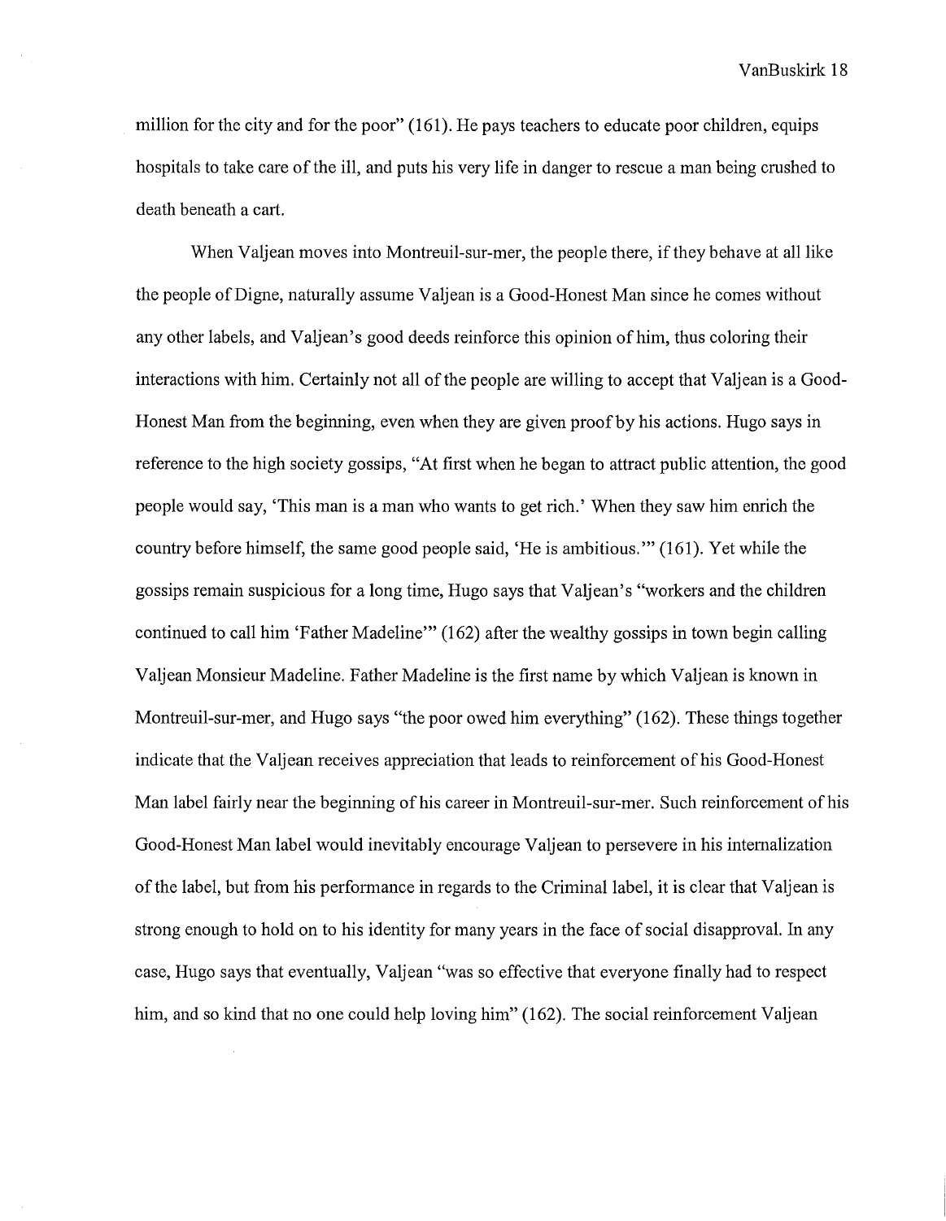million for the city and for the poor" (161). He pays teachers to educate poor children, equips hospitals to take care of the ill, and puts his very life in danger to rescue a man being crushed to death beneath a cart.

When Valjean moves into Montreuil-sur-mer, the people there, if they behave at all like the people of Digne, naturally assume Valjean is a Good-Honest Man since he comes without any other labels, and Valjean's good deeds reinforce this opinion of him, thus coloring their interactions with him. Certainly not all of the people are willing to accept that Valjean is a Good-Honest Man from the beginning, even when they are given proof by his actions. Hugo says in reference to the high society gossips, "At first when he began to attract public attention, the good people would say, 'This man is a man who wants to get rich.' When they saw him enrich the country before himself, the same good people said, 'He is ambitious.'" (161). Yet while the gossips remain suspicious for a long time, Hugo says that Valjean's "workers and the children continued to call him 'Father Madeline'" (162) after the wealthy gossips in town begin calling Valjean Monsieur Madeline. Father Madeline is the first name by which Valjean is known in Montreuil-sur-mer, and Hugo says "the poor owed him everything" (162). These things together indicate that the Valjean receives appreciation that leads to reinforcement of his Good-Honest Man label fairly near the beginning of his career in Montreuil-sur-mer. Such reinforcement of his Good-Honest Man label would inevitably encourage Valjean to persevere in his internalization of the label, but from his performance in regards to the Criminal label, it is clear that Valjean is strong enough to hold on to his identity for many years in the face of social disapproval. In any case, Hugo says that eventually, Valjean "was so effective that everyone finally had to respect him, and so kind that no one could help loving him" (162). The social reinforcement Valjean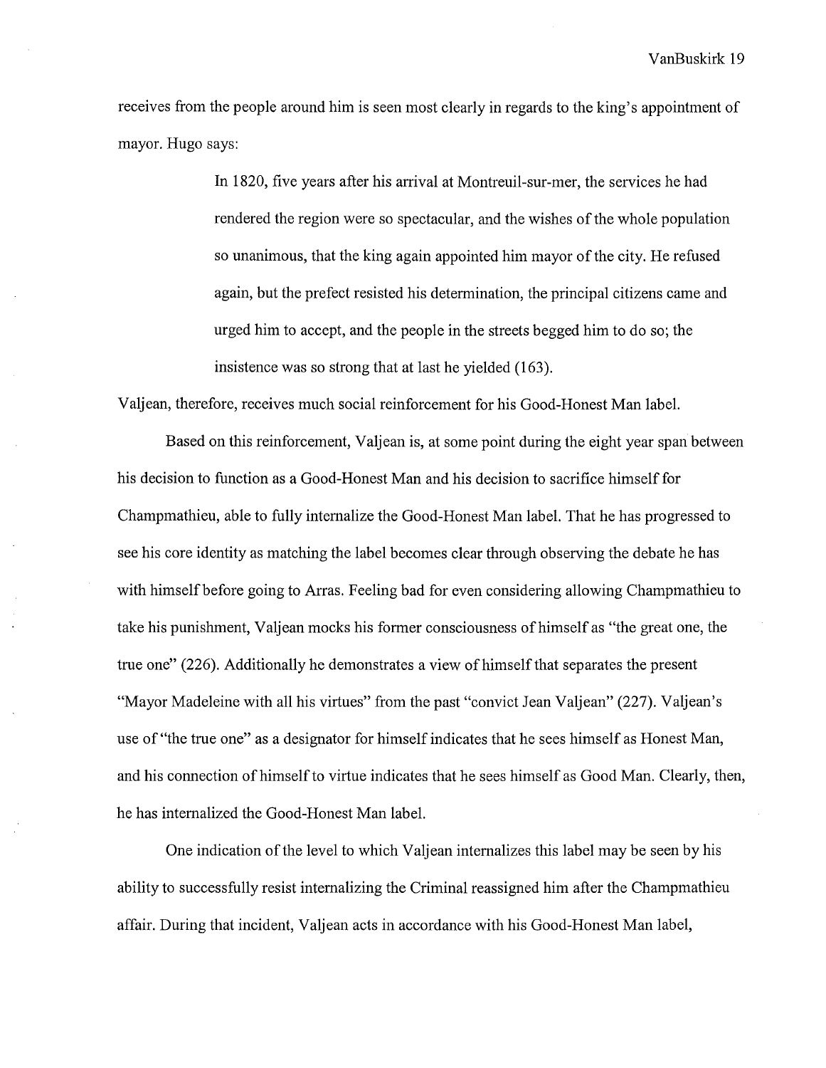receives from the people around him is seen most clearly in regards to the king's appointment of mayor. Hugo says:

> In 1820, five years after his arrival at Montreuil-sur-mer, the services he had rendered the region were so spectacular, and the wishes of the whole population so unanimous, that the king again appointed him mayor of the city. He refused again, but the prefect resisted his determination, the principal citizens came and urged him to accept, and the people in the streets begged him to do so; the insistence was so strong that at last he yielded (163).

Valjean, therefore, receives much social reinforcement for his Good-Honest Man label.

Based on this reinforcement, Valjean is, at some point during the eight year span between his decision to function as a Good-Honest Man and his decision to sacrifice himself for Champmathieu, able to fully internalize the Good-Honest Man label. That he has progressed to see his core identity as matching the label becomes clear through observing the debate he has with himself before going to Arras. Feeling bad for even considering allowing Champmathieu to take his punishment, Valjean mocks his former consciousness of himself as "the great one, the true one" (226). Additionally he demonstrates a view of himself that separates the present "Mayor Madeleine with all his virtues" from the past "convict Jean Valjean" (227). Valjean's use of "the true one" as a designator for himself indicates that he sees himself as Honest Man, and his connection of himself to virtue indicates that he sees himself as Good Man. Clearly, then, he has internalized the Good-Honest Man label.

One indication of the level to which Valjean internalizes this label may be seen by his ability to successfully resist internalizing the Criminal reassigned him after the Champmathieu affair. During that incident, Valjean acts in accordance with his Good-Honest Man label,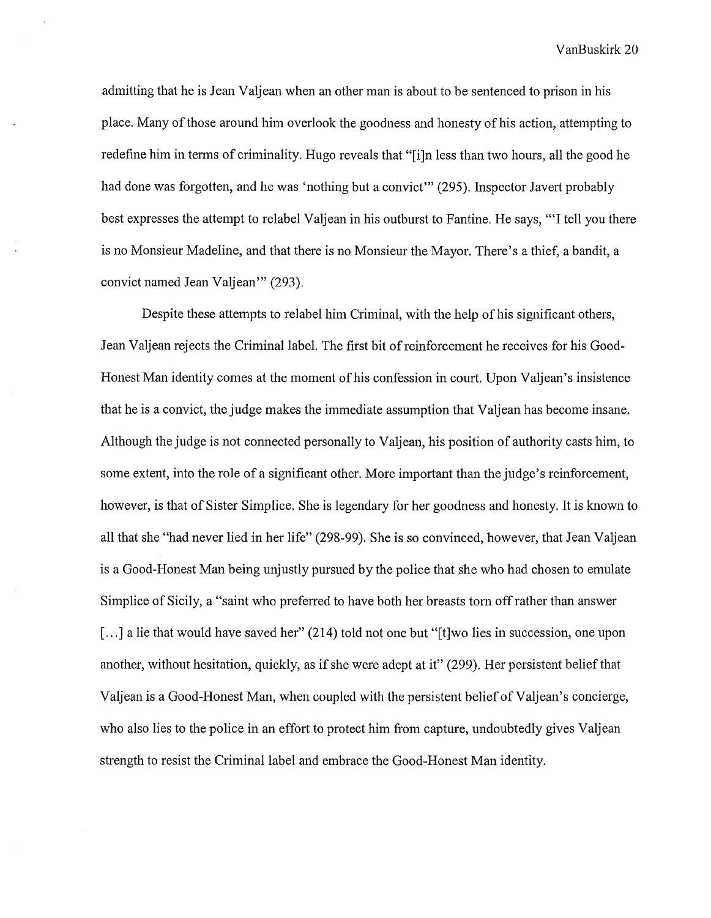admitting that he is Jean Valjean when an other man is about to be sentenced to prison in his place. Many of those around him overlook the goodness and honesty of his action, attempting to redefine him in terms of criminality. Hugo reveals that "[i]n less than two hours, all the good he had done was forgotten, and he was 'nothing but a convict'" (295). Inspector Javert probably best expresses the attempt to relabel Valjean in his outburst to Fantine. He says, "'I tell you there is no Monsieur Madeline, and that there is no Monsieur the Mayor. There's a thief, a bandit, a convict named Jean Valjean'" (293).

Despite these attempts to relabel him Criminal, with the help of his significant others, Jean Valjean rejects the Criminal label. The first bit of reinforcement he receives for his Good-Honest Man identity comes at the moment of his confession in court. Upon Valjean's insistence that he is a convict, the judge makes the immediate assumption that Valjean has become insane. Although the judge is not connected personally to Valjean, his position of authority casts him, to some extent, into the role of a significant other. More important than the judge's reinforcement, however, is that of Sister Simplice. She is legendary for her goodness and honesty. It is known to all that she "had never lied in her life" (298-99). She is so convinced, however, that Jean Valjean is a Good-Honest Man being unjustly pursued by the police that she who had chosen to emulate Simplice of Sicily, a "saint who preferred to have both her breasts torn off rather than answer [...] a lie that would have saved her" (214) told not one but "[t]wo lies in succession, one upon another, without hesitation, quickly, as if she were adept at it" (299). Her persistent belief that Valjean is a Good-Honest Man, when coupled with the persistent belief of Valjean's concierge, who also lies to the police in an effort to protect him from capture, undoubtedly gives Valjean strength to resist the Criminal label and embrace the Good-Honest Man identity.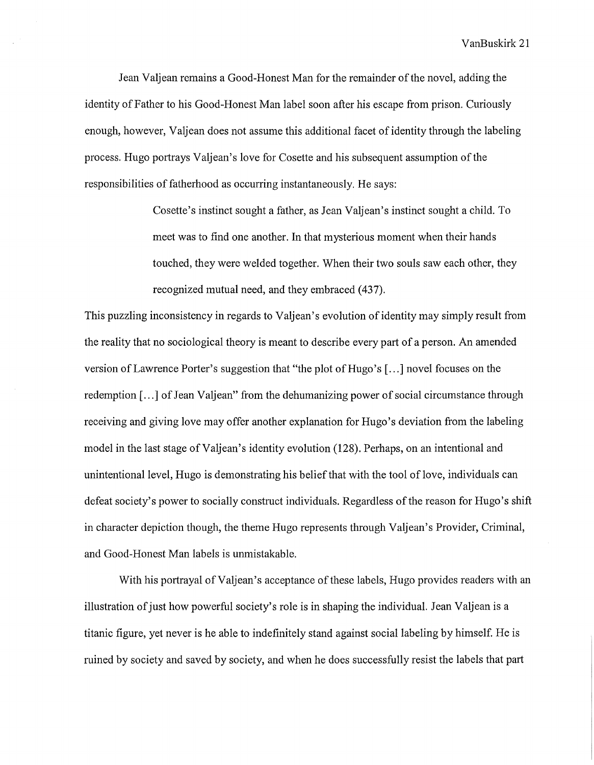Jean Valjean remains a Good-Honest Man for the remainder of the novel, adding the identity of Father to his Good-Honest Man label soon after his escape from prison. Curiously enough, however, Valjean does not assume this additional facet of identity through the labeling process. Hugo portrays Valjean's love for Cosette and his subsequent assumption of the responsibilities of fatherhood as occurring instantaneously. He says:

> Cosette's instinct sought a father, as Jean Valjean's instinct sought a child. To meet was to find one another. In that mysterious moment when their hands touched, they were welded together. When their two souls saw each other, they recognized mutual need, and they embraced (437).

This puzzling inconsistency in regards to Valjean's evolution of identity may simply result from the reality that no sociological theory is meant to describe every part of a person. An amended version of Lawrence Porter's suggestion that "the plot of Hugo's [...] novel focuses on the redemption [...] of Jean Valjean" from the dehumanizing power of social circumstance through receiving and giving love may offer another explanation for Hugo's deviation from the labeling model in the last stage of Valjean's identity evolution (128). Perhaps, on an intentional and unintentional level, Hugo is demonstrating his belief that with the tool of love, individuals can defeat society's power to socially construct individuals. Regardless of the reason for Hugo's shift in character depiction though, the theme Hugo represents through Valjean's Provider, Criminal, and Good-Honest Man labels is unmistakable.

With his portrayal of Valjean's acceptance of these labels, Hugo provides readers with an illustration of just how powerful society's role is in shaping the individual. Jean Valjean is a titanic figure, yet never is he able to indefinitely stand against social labeling by himself. He is ruined by society and saved by society, and when he does successfully resist the labels that part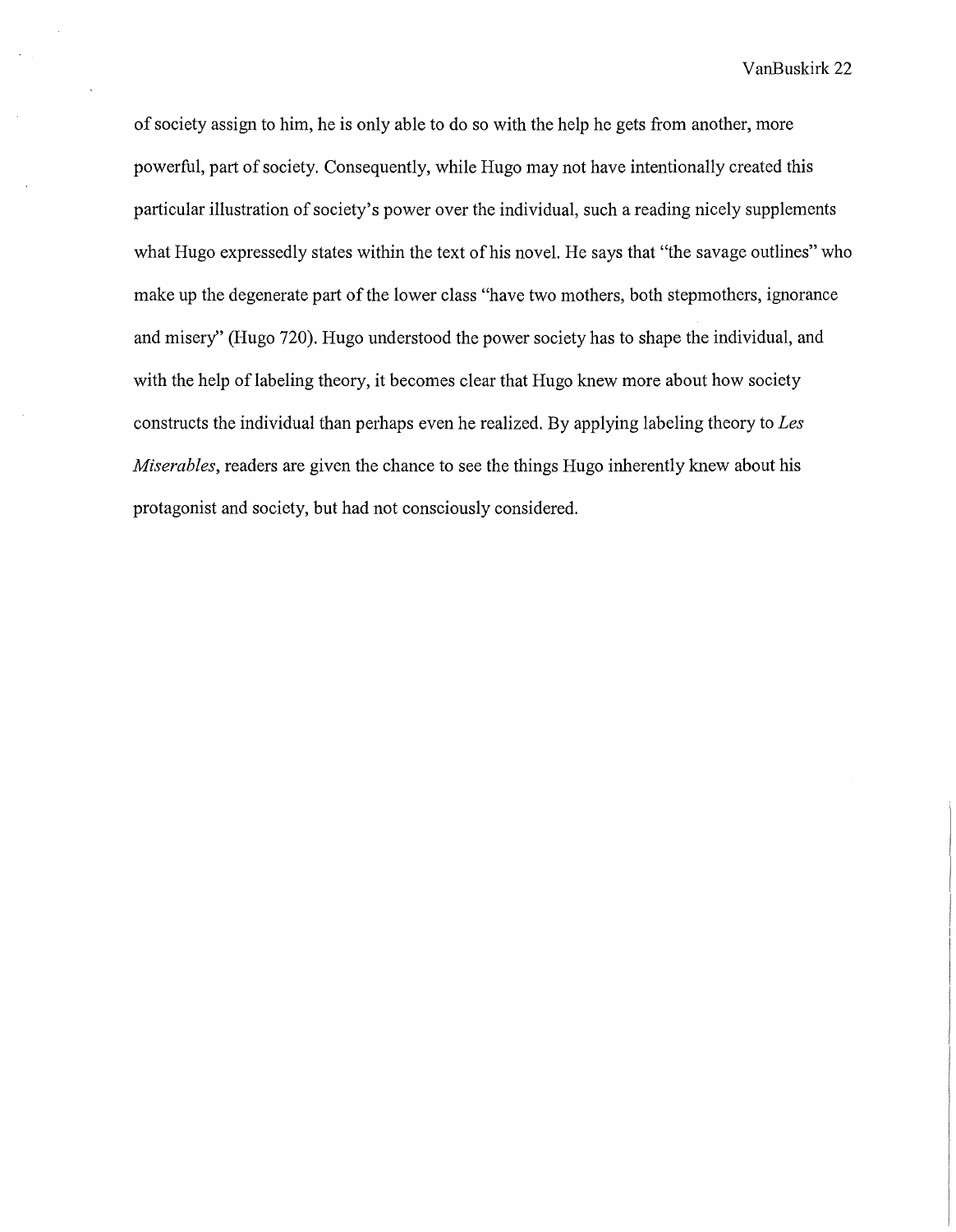of society assign to him, he is only able to do so with the help he gets from another, more powerful, part of society. Consequently, while Hugo may not have intentionally created this particular illustration of society's power over the individual, such a reading nicely supplements what Hugo expressedly states within the text of his novel. He says that "the savage outlines" who make up the degenerate part of the lower class "have two mothers, both stepmothers, ignorance and misery" (Hugo 720). Hugo understood the power society has to shape the individual, and with the help of labeling theory, it becomes clear that Hugo knew more about how society constructs the individual than perhaps even he realized. By applying labeling theory to *Les Miserables*, readers are given the chance to see the things Hugo inherently knew about his protagonist and society, but had not consciously considered.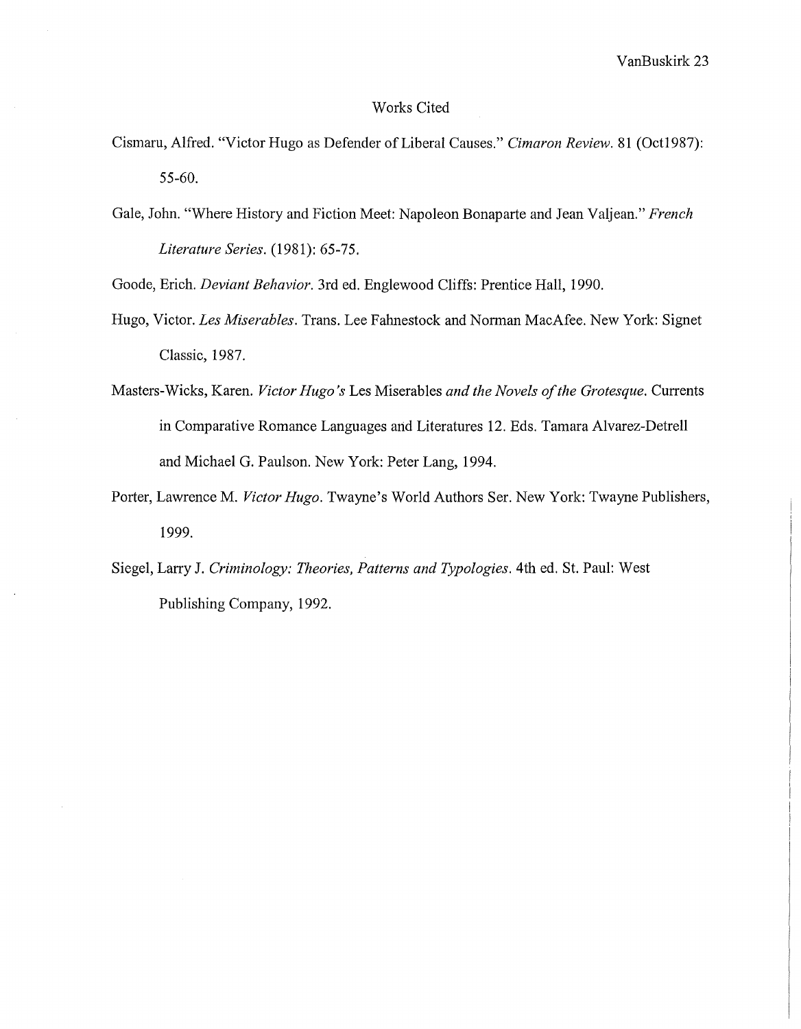# Works Cited

Cismaru, Alfred. "Victor Hugo as Defender of Liberal Causes." *Cimaron Review.* 81 (Oct1987): 55-60.

Gale, John. "Where History and Fiction Meet: Napoleon Bonaparte and Jean Valjean." *French Literature Series.* (1981): 65-75.

Goode, Erich. *Deviant Behavior.* 3rd ed. Englewood Cliffs: Prentice Hall, 1990.

Hugo, Victor. *Les Miserables.* Trans. Lee Fahnestock and Norman MacAfee. New York: Signet Classic, 1987.

Masters-Wicks, Karen. *Victor Hugo's* Les Miserables *and the Novels of the Grotesque.* Currents in Comparative Romance Languages and Literatures 12. Eds. Tamara Alvarez-Detrell and Michael G. Paulson. New York: Peter Lang, 1994.

Porter, Lawrence M. *Victor Hugo.* Twayne's World Authors Ser. New York: Twayne Publishers, 1999.

Siegel, Larry J. *Criminology: Theories, Patterns and Typologies.* 4th ed. St. Paul: West Publishing Company, 1992.